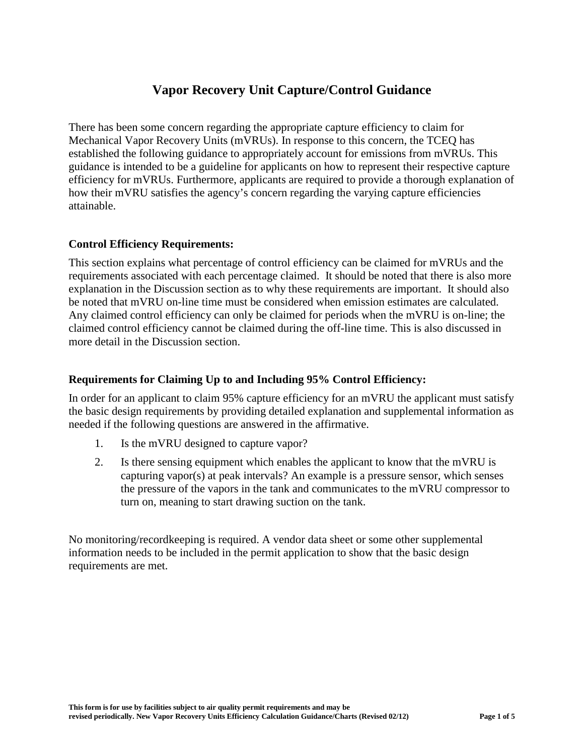# Vapor Recovery Unit Capture/Control Guidance

There has been some concern regarding the appropriate capture efficiency to claim for Mechanical Vapor Recovery Units (mVRUs). In response to this concern, the TCEQ has established the following guidance to appropriately account for emissions from mVRUs. This guidance is intended to be a guideline for applicants on how to represent their respective capture efficiency for mVRUs. Furthermore, applicants are required to provide a thorough explanation of how their mVRU satisfies the agency's concern regarding the varying capture efficiencies attainable.

## Control Efficiency Requirements:

This section explains what percentage of control efficiency can be claimed for mVRUs and the requirements associated with each percentage claimed. It should be noted that there is also more explanation in the Discussion section as to why these requirements are important. It should also be noted that mVRU on-line time must be considered when emission estimates are calculated. Any claimed control efficiency can only be claimed for periods when the mVRU is on-line; the claimed control efficiency cannot be claimed during the off-line time. This is also discussed in more detail in the Discussion section.

## Requirements for Claiming Up to and Including 95% Control Efficiency:

In order for an applicant to claim 95% capture efficiency for an mVRU the applicant must satisfy the basic design requirements by providing detailed explanation and supplemental information as needed if the following questions are answered in the affirmative.

1. Is the mVRU designed to capture vapor?
2. Is there sensing equipment which enables the applicant to know that the mVRU is capturing vapor(s) at peak intervals? An example is a pressure sensor, which senses the pressure of the vapors in the tank and communicates to the mVRU compressor to turn on, meaning to start drawing suction on the tank.

No monitoring/recordkeeping is required. A vendor data sheet or some other supplemental information needs to be included in the permit application to show that the basic design requirements are met.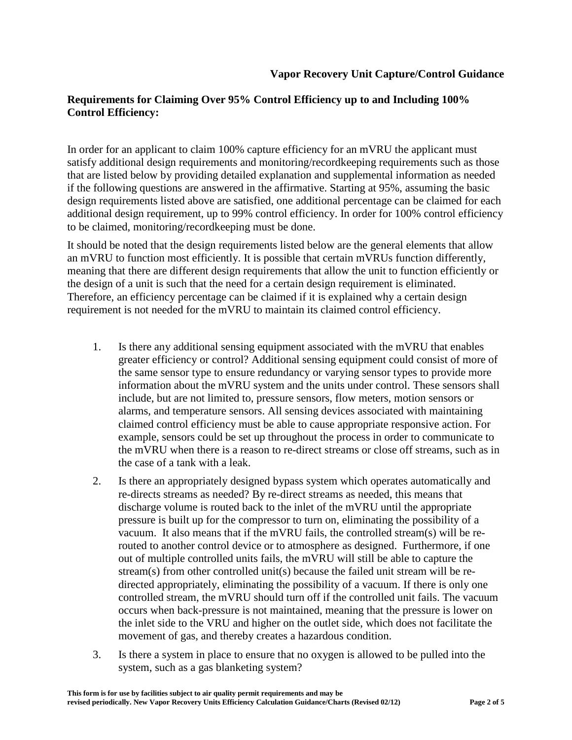## Requirements for Claiming Over 95% Control Efficiency up to and Including 100% Control Efficiency:

In order for an applicant to claim 100% capture efficiency for an mVRU the applicant must satisfy additional design requirements and monitoring/recordkeeping requirements such as those that are listed below by providing detailed explanation and supplemental information as needed if the following questions are answered in the affirmative. Starting at 95%, assuming the basic design requirements listed above are satisfied, one additional percentage can be claimed for each additional design requirement, up to 99% control efficiency. In order for 100% control efficiency to be claimed, monitoring/recordkeeping must be done.

It should be noted that the design requirements listed below are the general elements that allow an mVRU to function most efficiently. It is possible that certain mVRUs function differently, meaning that there are different design requirements that allow the unit to function efficiently or the design of a unit is such that the need for a certain design requirement is eliminated. Therefore, an efficiency percentage can be claimed if it is explained why a certain design requirement is not needed for the mVRU to maintain its claimed control efficiency.

1. Is there any additional sensing equipment associated with the mVRU that enables greater efficiency or control? Additional sensing equipment could consist of more of the same sensor type to ensure redundancy or varying sensor types to provide more information about the mVRU system and the units under control. These sensors shall include, but are not limited to, pressure sensors, flow meters, motion sensors or alarms, and temperature sensors. All sensing devices associated with maintaining claimed control efficiency must be able to cause appropriate responsive action. For example, sensors could be set up throughout the process in order to communicate to the mVRU when there is a reason to re-direct streams or close off streams, such as in the case of a tank with a leak.

2. Is there an appropriately designed bypass system which operates automatically and re-directs streams as needed? By re-direct streams as needed, this means that discharge volume is routed back to the inlet of the mVRU until the appropriate pressure is built up for the compressor to turn on, eliminating the possibility of a vacuum. It also means that if the mVRU fails, the controlled stream(s) will be re-routed to another control device or to atmosphere as designed. Furthermore, if one out of multiple controlled units fails, the mVRU will still be able to capture the stream(s) from other controlled unit(s) because the failed unit stream will be re-directed appropriately, eliminating the possibility of a vacuum. If there is only one controlled stream, the mVRU should turn off if the controlled unit fails. The vacuum occurs when back-pressure is not maintained, meaning that the pressure is lower on the inlet side to the VRU and higher on the outlet side, which does not facilitate the movement of gas, and thereby creates a hazardous condition.

3. Is there a system in place to ensure that no oxygen is allowed to be pulled into the system, such as a gas blanketing system?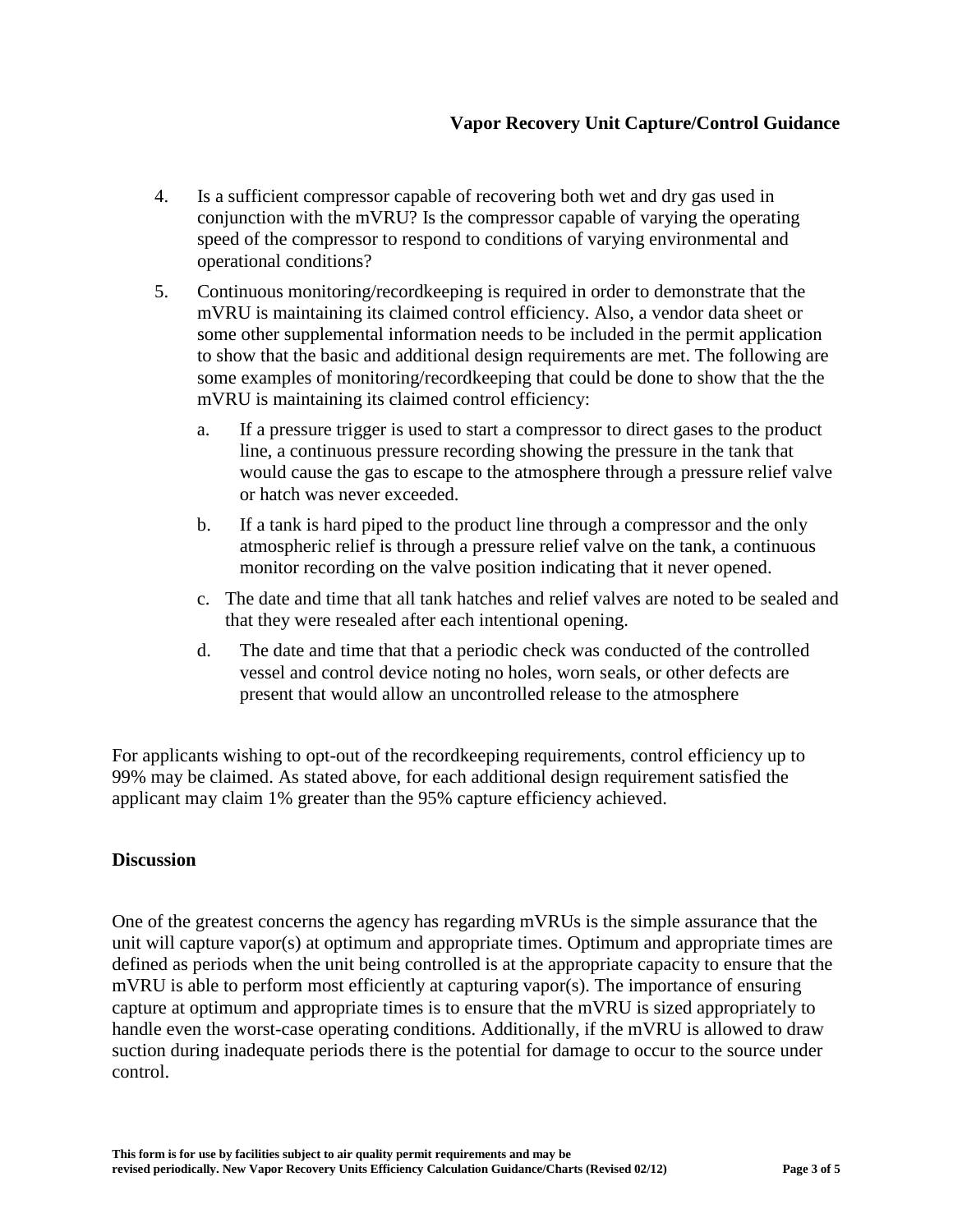4. Is a sufficient compressor capable of recovering both wet and dry gas used in conjunction with the mVRU? Is the compressor capable of varying the operating speed of the compressor to respond to conditions of varying environmental and operational conditions?

5. Continuous monitoring/recordkeeping is required in order to demonstrate that the mVRU is maintaining its claimed control efficiency. Also, a vendor data sheet or some other supplemental information needs to be included in the permit application to show that the basic and additional design requirements are met. The following are some examples of monitoring/recordkeeping that could be done to show that the the mVRU is maintaining its claimed control efficiency:

   a. If a pressure trigger is used to start a compressor to direct gases to the product line, a continuous pressure recording showing the pressure in the tank that would cause the gas to escape to the atmosphere through a pressure relief valve or hatch was never exceeded.

   b. If a tank is hard piped to the product line through a compressor and the only atmospheric relief is through a pressure relief valve on the tank, a continuous monitor recording on the valve position indicating that it never opened.

   c. The date and time that all tank hatches and relief valves are noted to be sealed and that they were resealed after each intentional opening.

   d. The date and time that that a periodic check was conducted of the controlled vessel and control device noting no holes, worn seals, or other defects are present that would allow an uncontrolled release to the atmosphere

For applicants wishing to opt-out of the recordkeeping requirements, control efficiency up to 99% may be claimed. As stated above, for each additional design requirement satisfied the applicant may claim 1% greater than the 95% capture efficiency achieved.

## Discussion

One of the greatest concerns the agency has regarding mVRUs is the simple assurance that the unit will capture vapor(s) at optimum and appropriate times. Optimum and appropriate times are defined as periods when the unit being controlled is at the appropriate capacity to ensure that the mVRU is able to perform most efficiently at capturing vapor(s). The importance of ensuring capture at optimum and appropriate times is to ensure that the mVRU is sized appropriately to handle even the worst-case operating conditions. Additionally, if the mVRU is allowed to draw suction during inadequate periods there is the potential for damage to occur to the source under control.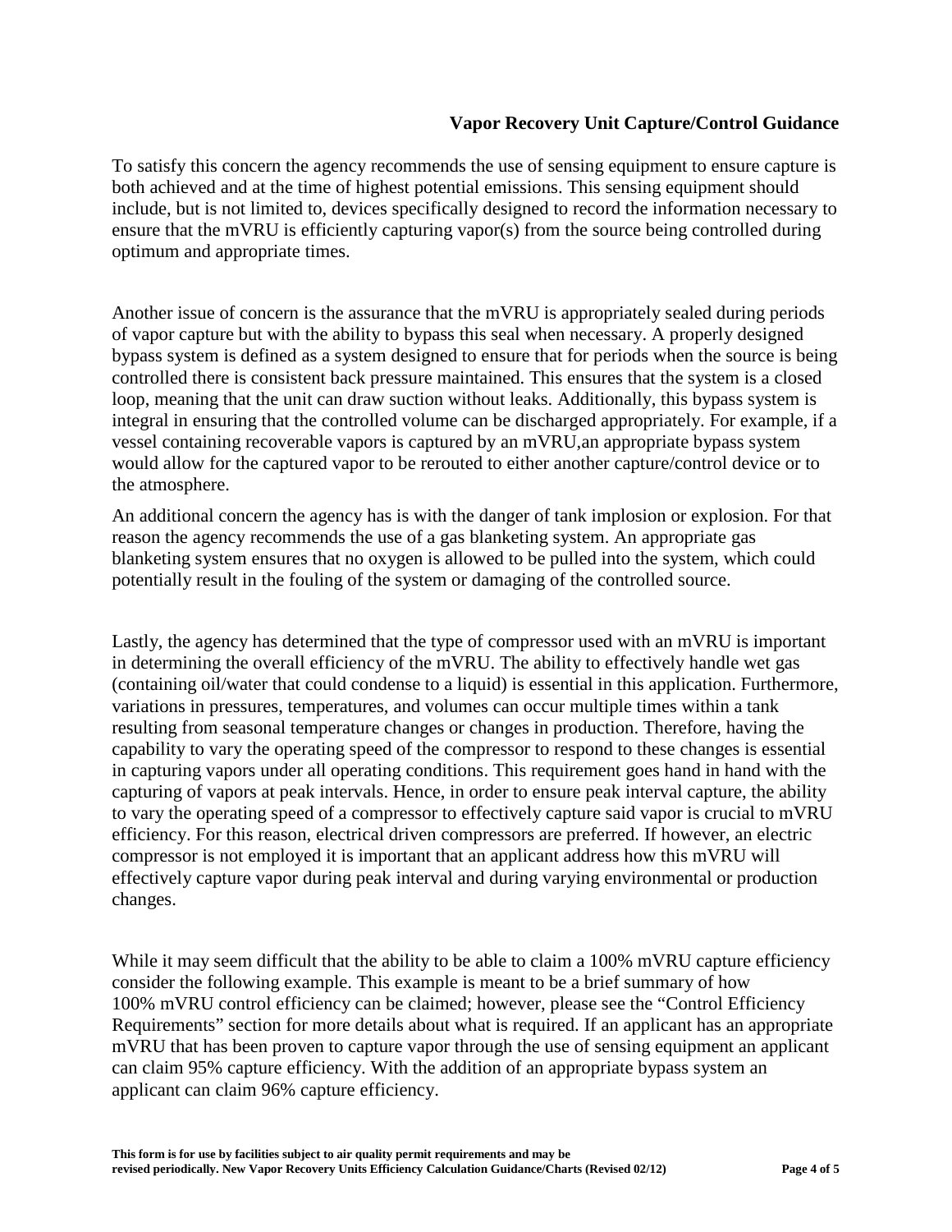To satisfy this concern the agency recommends the use of sensing equipment to ensure capture is both achieved and at the time of highest potential emissions. This sensing equipment should include, but is not limited to, devices specifically designed to record the information necessary to ensure that the mVRU is efficiently capturing vapor(s) from the source being controlled during optimum and appropriate times.

Another issue of concern is the assurance that the mVRU is appropriately sealed during periods of vapor capture but with the ability to bypass this seal when necessary. A properly designed bypass system is defined as a system designed to ensure that for periods when the source is being controlled there is consistent back pressure maintained. This ensures that the system is a closed loop, meaning that the unit can draw suction without leaks. Additionally, this bypass system is integral in ensuring that the controlled volume can be discharged appropriately. For example, if a vessel containing recoverable vapors is captured by an mVRU,an appropriate bypass system would allow for the captured vapor to be rerouted to either another capture/control device or to the atmosphere.

An additional concern the agency has is with the danger of tank implosion or explosion. For that reason the agency recommends the use of a gas blanketing system. An appropriate gas blanketing system ensures that no oxygen is allowed to be pulled into the system, which could potentially result in the fouling of the system or damaging of the controlled source.

Lastly, the agency has determined that the type of compressor used with an mVRU is important in determining the overall efficiency of the mVRU. The ability to effectively handle wet gas (containing oil/water that could condense to a liquid) is essential in this application. Furthermore, variations in pressures, temperatures, and volumes can occur multiple times within a tank resulting from seasonal temperature changes or changes in production. Therefore, having the capability to vary the operating speed of the compressor to respond to these changes is essential in capturing vapors under all operating conditions. This requirement goes hand in hand with the capturing of vapors at peak intervals. Hence, in order to ensure peak interval capture, the ability to vary the operating speed of a compressor to effectively capture said vapor is crucial to mVRU efficiency. For this reason, electrical driven compressors are preferred. If however, an electric compressor is not employed it is important that an applicant address how this mVRU will effectively capture vapor during peak interval and during varying environmental or production changes.

While it may seem difficult that the ability to be able to claim a 100% mVRU capture efficiency consider the following example. This example is meant to be a brief summary of how 100% mVRU control efficiency can be claimed; however, please see the "Control Efficiency Requirements" section for more details about what is required. If an applicant has an appropriate mVRU that has been proven to capture vapor through the use of sensing equipment an applicant can claim 95% capture efficiency. With the addition of an appropriate bypass system an applicant can claim 96% capture efficiency.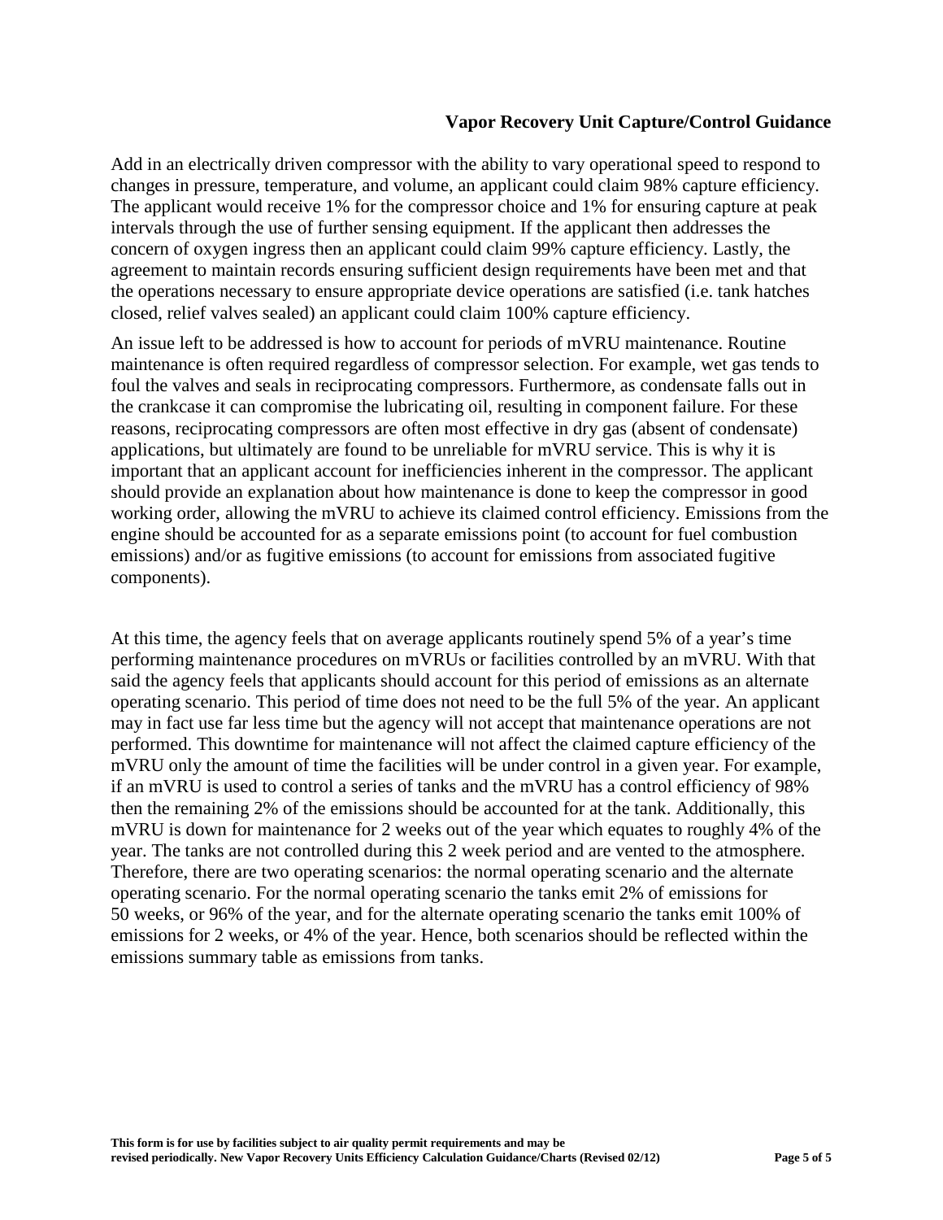Add in an electrically driven compressor with the ability to vary operational speed to respond to changes in pressure, temperature, and volume, an applicant could claim 98% capture efficiency. The applicant would receive 1% for the compressor choice and 1% for ensuring capture at peak intervals through the use of further sensing equipment. If the applicant then addresses the concern of oxygen ingress then an applicant could claim 99% capture efficiency. Lastly, the agreement to maintain records ensuring sufficient design requirements have been met and that the operations necessary to ensure appropriate device operations are satisfied (i.e. tank hatches closed, relief valves sealed) an applicant could claim 100% capture efficiency.

An issue left to be addressed is how to account for periods of mVRU maintenance. Routine maintenance is often required regardless of compressor selection. For example, wet gas tends to foul the valves and seals in reciprocating compressors. Furthermore, as condensate falls out in the crankcase it can compromise the lubricating oil, resulting in component failure. For these reasons, reciprocating compressors are often most effective in dry gas (absent of condensate) applications, but ultimately are found to be unreliable for mVRU service. This is why it is important that an applicant account for inefficiencies inherent in the compressor. The applicant should provide an explanation about how maintenance is done to keep the compressor in good working order, allowing the mVRU to achieve its claimed control efficiency. Emissions from the engine should be accounted for as a separate emissions point (to account for fuel combustion emissions) and/or as fugitive emissions (to account for emissions from associated fugitive components).

At this time, the agency feels that on average applicants routinely spend 5% of a year's time performing maintenance procedures on mVRUs or facilities controlled by an mVRU. With that said the agency feels that applicants should account for this period of emissions as an alternate operating scenario. This period of time does not need to be the full 5% of the year. An applicant may in fact use far less time but the agency will not accept that maintenance operations are not performed. This downtime for maintenance will not affect the claimed capture efficiency of the mVRU only the amount of time the facilities will be under control in a given year. For example, if an mVRU is used to control a series of tanks and the mVRU has a control efficiency of 98% then the remaining 2% of the emissions should be accounted for at the tank. Additionally, this mVRU is down for maintenance for 2 weeks out of the year which equates to roughly 4% of the year. The tanks are not controlled during this 2 week period and are vented to the atmosphere. Therefore, there are two operating scenarios: the normal operating scenario and the alternate operating scenario. For the normal operating scenario the tanks emit 2% of emissions for 50 weeks, or 96% of the year, and for the alternate operating scenario the tanks emit 100% of emissions for 2 weeks, or 4% of the year. Hence, both scenarios should be reflected within the emissions summary table as emissions from tanks.